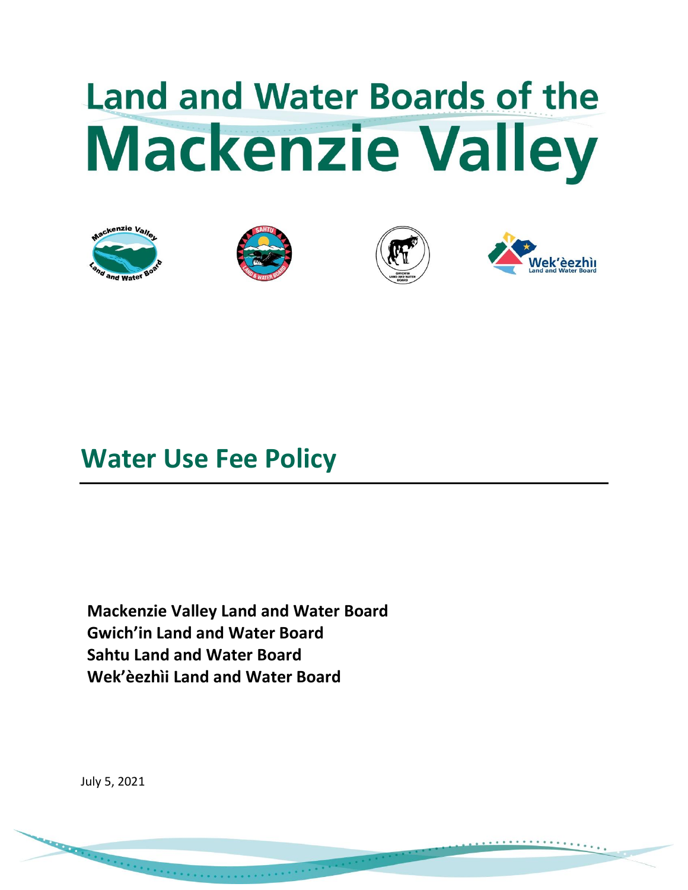# Land and Water Boards of the Mackenzie Valley

# Water Use Fee Policy

**Mackenzie Valley Land and Water Board**
**Gwich'in Land and Water Board**
**Sahtu Land and Water Board**
**Wek'èezhìi Land and Water Board**

July 5, 2021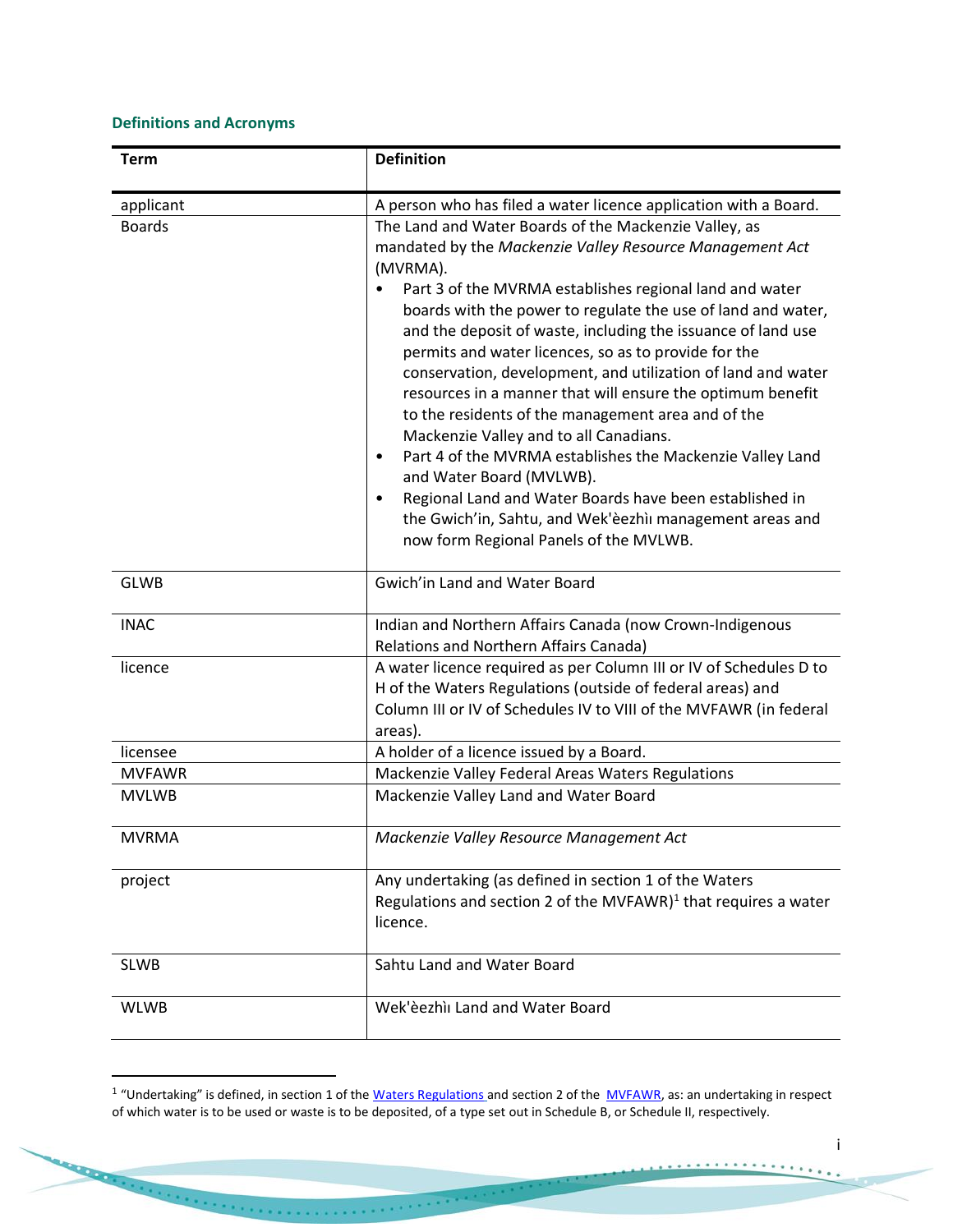### Definitions and Acronyms

| Term | Definition |
|---|---|
| applicant | A person who has filed a water licence application with a Board. |
| Boards | The Land and Water Boards of the Mackenzie Valley, as mandated by the *Mackenzie Valley Resource Management Act* (MVRMA).<br>• Part 3 of the MVRMA establishes regional land and water boards with the power to regulate the use of land and water, and the deposit of waste, including the issuance of land use permits and water licences, so as to provide for the conservation, development, and utilization of land and water resources in a manner that will ensure the optimum benefit to the residents of the management area and of the Mackenzie Valley and to all Canadians.<br>• Part 4 of the MVRMA establishes the Mackenzie Valley Land and Water Board (MVLWB).<br>• Regional Land and Water Boards have been established in the Gwich'in, Sahtu, and Wek'èezhìı management areas and now form Regional Panels of the MVLWB. |
| GLWB | Gwich'in Land and Water Board |
| INAC | Indian and Northern Affairs Canada (now Crown-Indigenous Relations and Northern Affairs Canada) |
| licence | A water licence required as per Column III or IV of Schedules D to H of the Waters Regulations (outside of federal areas) and Column III or IV of Schedules IV to VIII of the MVFAWR (in federal areas). |
| licensee | A holder of a licence issued by a Board. |
| MVFAWR | Mackenzie Valley Federal Areas Waters Regulations |
| MVLWB | Mackenzie Valley Land and Water Board |
| MVRMA | *Mackenzie Valley Resource Management Act* |
| project | Any undertaking (as defined in section 1 of the Waters Regulations and section 2 of the MVFAWR)[1] that requires a water licence. |
| SLWB | Sahtu Land and Water Board |
| WLWB | Wek'èezhìı Land and Water Board |

[1] "Undertaking" is defined, in section 1 of the Waters Regulations and section 2 of the MVFAWR, as: an undertaking in respect of which water is to be used or waste is to be deposited, of a type set out in Schedule B, or Schedule II, respectively.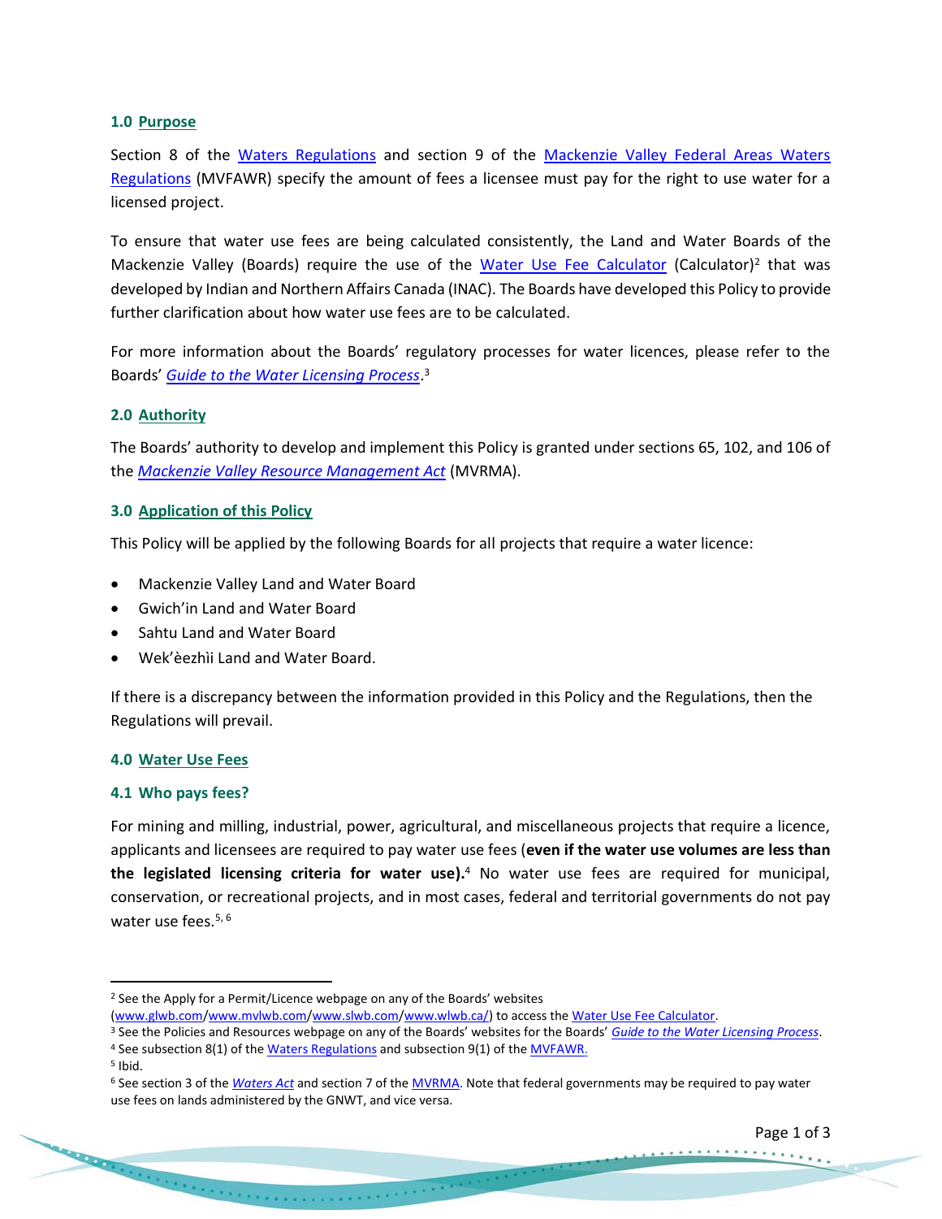## 1.0 Purpose

Section 8 of the Waters Regulations and section 9 of the Mackenzie Valley Federal Areas Waters Regulations (MVFAWR) specify the amount of fees a licensee must pay for the right to use water for a licensed project.

To ensure that water use fees are being calculated consistently, the Land and Water Boards of the Mackenzie Valley (Boards) require the use of the Water Use Fee Calculator (Calculator)[2] that was developed by Indian and Northern Affairs Canada (INAC). The Boards have developed this Policy to provide further clarification about how water use fees are to be calculated.

For more information about the Boards' regulatory processes for water licences, please refer to the Boards' *Guide to the Water Licensing Process*.[3]

## 2.0 Authority

The Boards' authority to develop and implement this Policy is granted under sections 65, 102, and 106 of the *Mackenzie Valley Resource Management Act* (MVRMA).

## 3.0 Application of this Policy

This Policy will be applied by the following Boards for all projects that require a water licence:

- Mackenzie Valley Land and Water Board
- Gwich'in Land and Water Board
- Sahtu Land and Water Board
- Wek'èezhìi Land and Water Board.

If there is a discrepancy between the information provided in this Policy and the Regulations, then the Regulations will prevail.

## 4.0 Water Use Fees

### 4.1 Who pays fees?

For mining and milling, industrial, power, agricultural, and miscellaneous projects that require a licence, applicants and licensees are required to pay water use fees (**even if the water use volumes are less than the legislated licensing criteria for water use).**[4] No water use fees are required for municipal, conservation, or recreational projects, and in most cases, federal and territorial governments do not pay water use fees.[5, 6]

---

[2] See the Apply for a Permit/Licence webpage on any of the Boards' websites (www.glwb.com/www.mvlwb.com/www.slwb.com/www.wlwb.ca/) to access the Water Use Fee Calculator.

[3] See the Policies and Resources webpage on any of the Boards' websites for the Boards' *Guide to the Water Licensing Process*.

[4] See subsection 8(1) of the Waters Regulations and subsection 9(1) of the MVFAWR.

[5] Ibid.

[6] See section 3 of the *Waters Act* and section 7 of the MVRMA. Note that federal governments may be required to pay water use fees on lands administered by the GNWT, and vice versa.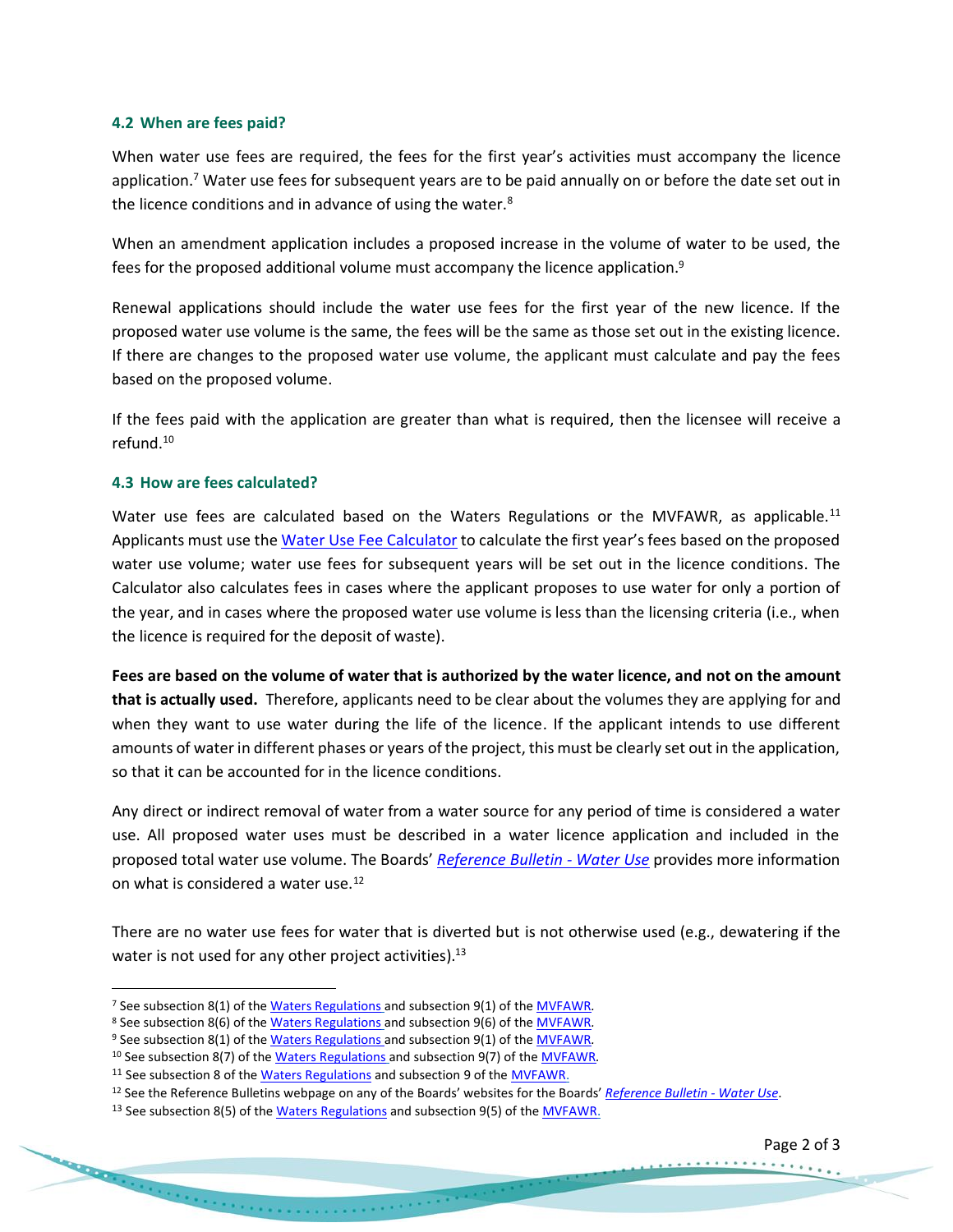### 4.2 When are fees paid?

When water use fees are required, the fees for the first year's activities must accompany the licence application.[7] Water use fees for subsequent years are to be paid annually on or before the date set out in the licence conditions and in advance of using the water.[8]

When an amendment application includes a proposed increase in the volume of water to be used, the fees for the proposed additional volume must accompany the licence application.[9]

Renewal applications should include the water use fees for the first year of the new licence. If the proposed water use volume is the same, the fees will be the same as those set out in the existing licence. If there are changes to the proposed water use volume, the applicant must calculate and pay the fees based on the proposed volume.

If the fees paid with the application are greater than what is required, then the licensee will receive a refund.[10]

### 4.3 How are fees calculated?

Water use fees are calculated based on the Waters Regulations or the MVFAWR, as applicable.[11] Applicants must use the Water Use Fee Calculator to calculate the first year's fees based on the proposed water use volume; water use fees for subsequent years will be set out in the licence conditions. The Calculator also calculates fees in cases where the applicant proposes to use water for only a portion of the year, and in cases where the proposed water use volume is less than the licensing criteria (i.e., when the licence is required for the deposit of waste).

**Fees are based on the volume of water that is authorized by the water licence, and not on the amount that is actually used.** Therefore, applicants need to be clear about the volumes they are applying for and when they want to use water during the life of the licence. If the applicant intends to use different amounts of water in different phases or years of the project, this must be clearly set out in the application, so that it can be accounted for in the licence conditions.

Any direct or indirect removal of water from a water source for any period of time is considered a water use. All proposed water uses must be described in a water licence application and included in the proposed total water use volume. The Boards' *Reference Bulletin - Water Use* provides more information on what is considered a water use.[12]

There are no water use fees for water that is diverted but is not otherwise used (e.g., dewatering if the water is not used for any other project activities).[13]

---

[7] See subsection 8(1) of the Waters Regulations and subsection 9(1) of the MVFAWR.

[8] See subsection 8(6) of the Waters Regulations and subsection 9(6) of the MVFAWR.

[9] See subsection 8(1) of the Waters Regulations and subsection 9(1) of the MVFAWR.

[10] See subsection 8(7) of the Waters Regulations and subsection 9(7) of the MVFAWR.

[11] See subsection 8 of the Waters Regulations and subsection 9 of the MVFAWR.

[12] See the Reference Bulletins webpage on any of the Boards' websites for the Boards' *Reference Bulletin - Water Use*.

[13] See subsection 8(5) of the Waters Regulations and subsection 9(5) of the MVFAWR.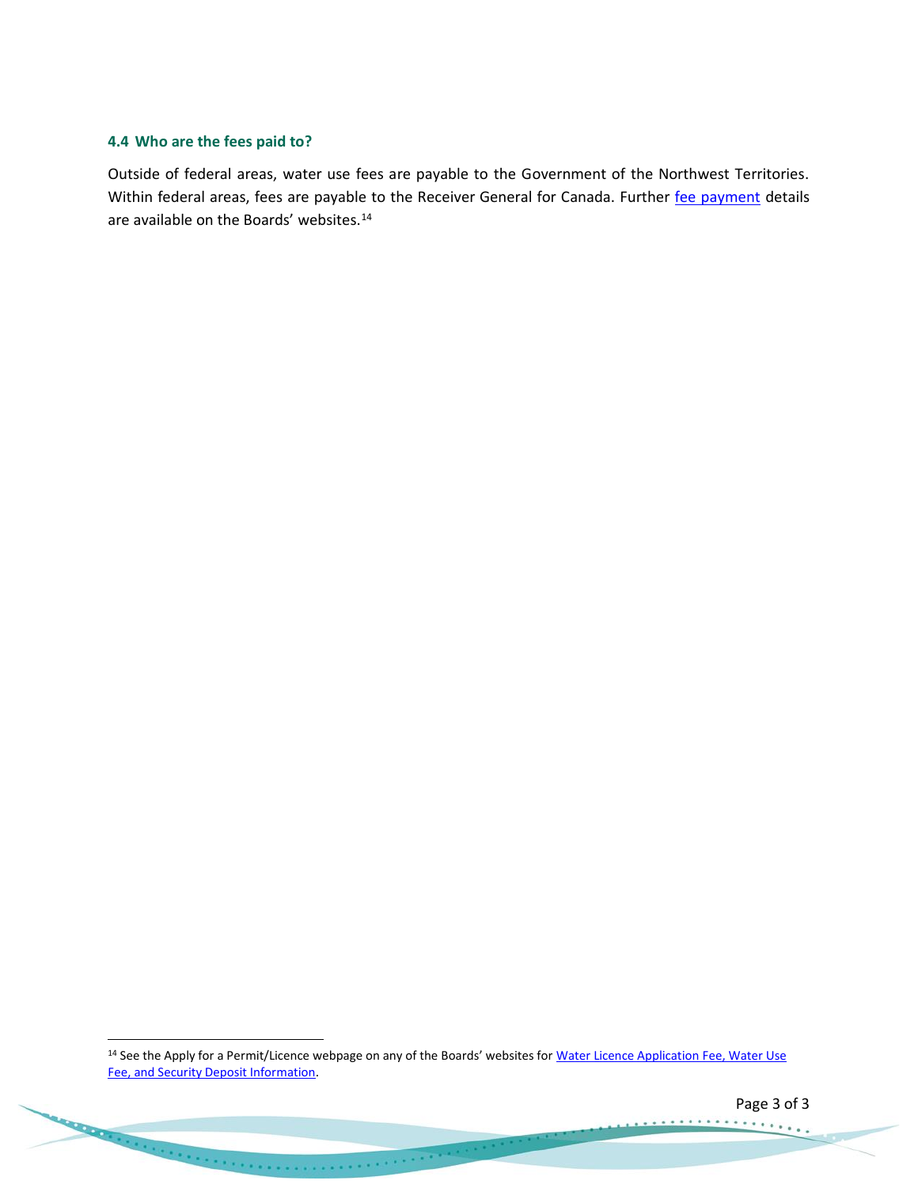### 4.4 Who are the fees paid to?

Outside of federal areas, water use fees are payable to the Government of the Northwest Territories. Within federal areas, fees are payable to the Receiver General for Canada. Further fee payment details are available on the Boards' websites.[14]

[14] See the Apply for a Permit/Licence webpage on any of the Boards' websites for Water Licence Application Fee, Water Use Fee, and Security Deposit Information.